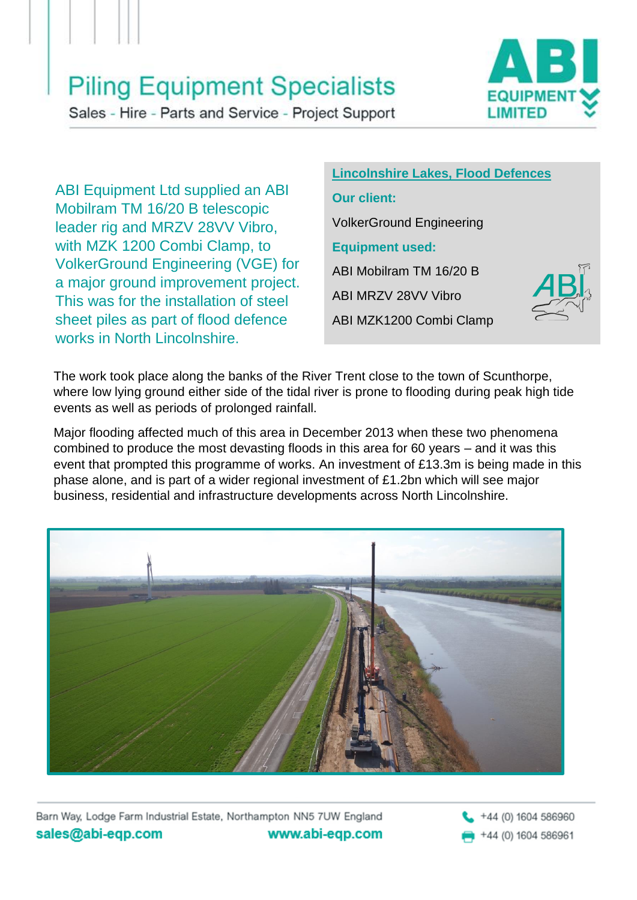# Piling Equipment Specialists

Sales - Hire - Parts and Service - Project Support

ABI Equipment Ltd supplied an ABI Mobilram TM 16/20 B telescopic leader rig and MRZV 28VV Vibro, with MZK 1200 Combi Clamp, to VolkerGround Engineering (VGE) for a major ground improvement project. This was for the installation of steel sheet piles as part of flood defence works in North Lincolnshire.

## Lincolnshire Lakes, Flood Defences

**Our client:**

VolkerGround Engineering

**Equipment used:**

ABI Mobilram TM 16/20 B

ABI MRZV 28VV Vibro

ABI MZK1200 Combi Clamp

The work took place along the banks of the River Trent close to the town of Scunthorpe, where low lying ground either side of the tidal river is prone to flooding during peak high tide events as well as periods of prolonged rainfall.

Major flooding affected much of this area in December 2013 when these two phenomena combined to produce the most devasting floods in this area for 60 years – and it was this event that prompted this programme of works. An investment of £13.3m is being made in this phase alone, and is part of a wider regional investment of £1.2bn which will see major business, residential and infrastructure developments across North Lincolnshire.

Barn Way, Lodge Farm Industrial Estate, Northampton NN5 7UW England

sales@abi-eqp.com www.abi-eqp.com

+44 (0) 1604 586960

+44 (0) 1604 586961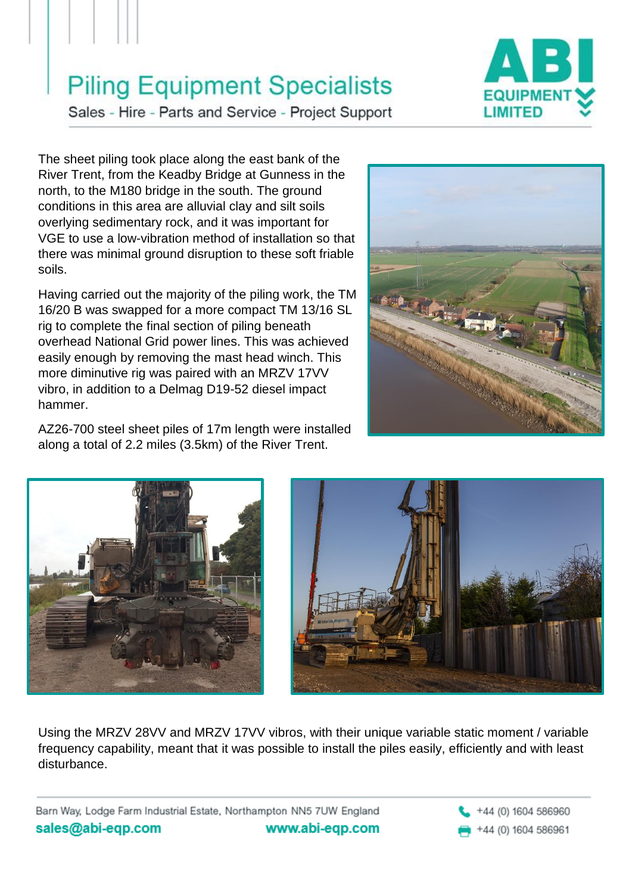The sheet piling took place along the east bank of the River Trent, from the Keadby Bridge at Gunness in the north, to the M180 bridge in the south. The ground conditions in this area are alluvial clay and silt soils overlying sedimentary rock, and it was important for VGE to use a low-vibration method of installation so that there was minimal ground disruption to these soft friable soils.

Having carried out the majority of the piling work, the TM 16/20 B was swapped for a more compact TM 13/16 SL rig to complete the final section of piling beneath overhead National Grid power lines. This was achieved easily enough by removing the mast head winch. This more diminutive rig was paired with an MRZV 17VV vibro, in addition to a Delmag D19-52 diesel impact hammer.

AZ26-700 steel sheet piles of 17m length were installed along a total of 2.2 miles (3.5km) of the River Trent.

Using the MRZV 28VV and MRZV 17VV vibros, with their unique variable static moment / variable frequency capability, meant that it was possible to install the piles easily, efficiently and with least disturbance.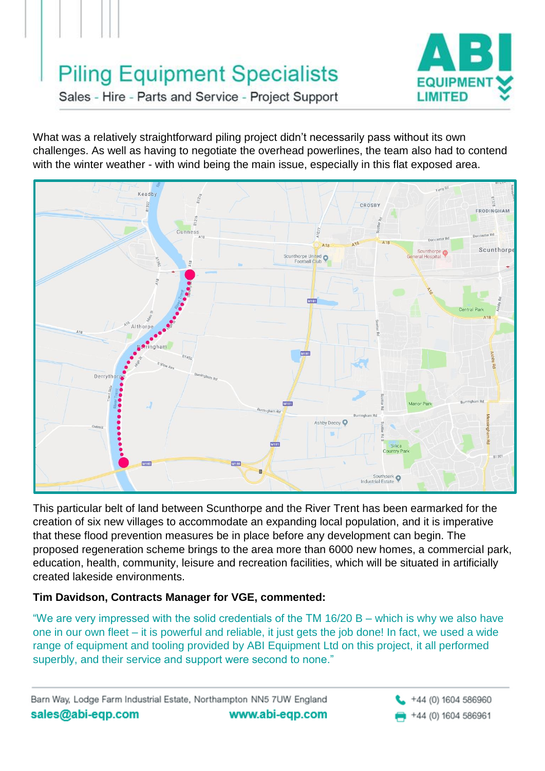What was a relatively straightforward piling project didn't necessarily pass without its own challenges. As well as having to negotiate the overhead powerlines, the team also had to contend with the winter weather - with wind being the main issue, especially in this flat exposed area.

This particular belt of land between Scunthorpe and the River Trent has been earmarked for the creation of six new villages to accommodate an expanding local population, and it is imperative that these flood prevention measures be in place before any development can begin. The proposed regeneration scheme brings to the area more than 6000 new homes, a commercial park, education, health, community, leisure and recreation facilities, which will be situated in artificially created lakeside environments.

**Tim Davidson, Contracts Manager for VGE, commented:**

"We are very impressed with the solid credentials of the TM 16/20 B – which is why we also have one in our own fleet – it is powerful and reliable, it just gets the job done! In fact, we used a wide range of equipment and tooling provided by ABI Equipment Ltd on this project, it all performed superbly, and their service and support were second to none."